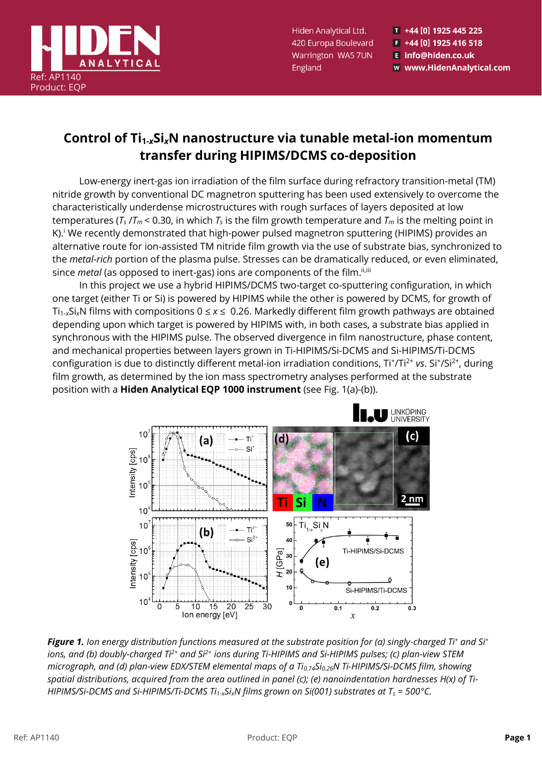# Control of $Ti_{1-x}Si_xN$ nanostructure via tunable metal-ion momentum transfer during HIPIMS/DCMS co-deposition

Low-energy inert-gas ion irradiation of the film surface during refractory transition-metal (TM) nitride growth by conventional DC magnetron sputtering has been used extensively to overcome the characteristically underdense microstructures with rough surfaces of layers deposited at low temperatures ($T_s / T_m < 0.30$, in which $T_s$ is the film growth temperature and $T_m$ is the melting point in K).[i] We recently demonstrated that high-power pulsed magnetron sputtering (HIPIMS) provides an alternative route for ion-assisted TM nitride film growth via the use of substrate bias, synchronized to the *metal-rich* portion of the plasma pulse. Stresses can be dramatically reduced, or even eliminated, since *metal* (as opposed to inert-gas) ions are components of the film.[ii,iii]

In this project we use a hybrid HIPIMS/DCMS two-target co-sputtering configuration, in which one target (either Ti or Si) is powered by HIPIMS while the other is powered by DCMS, for growth of $Ti_{1-x}Si_xN$ films with compositions $0 \leq x \leq 0.26$. Markedly different film growth pathways are obtained depending upon which target is powered by HIPIMS with, in both cases, a substrate bias applied in synchronous with the HIPIMS pulse. The observed divergence in film nanostructure, phase content, and mechanical properties between layers grown in Ti-HIPIMS/Si-DCMS and Si-HIPIMS/Ti-DCMS configuration is due to distinctly different metal-ion irradiation conditions, $Ti^+/Ti^{2+}$ *vs*. $Si^+/Si^{2+}$, during film growth, as determined by the ion mass spectrometry analyses performed at the substrate position with a **Hiden Analytical EQP 1000 instrument** (see Fig. 1(a)-(b)).

***Figure 1.*** *Ion energy distribution functions measured at the substrate position for (a) singly-charged $Ti^+$ and $Si^+$ ions, and (b) doubly-charged $Ti^{2+}$ and $Si^{2+}$ ions during Ti-HIPIMS and Si-HIPIMS pulses; (c) plan-view STEM micrograph, and (d) plan-view EDX/STEM elemental maps of a $Ti_{0.74}Si_{0.26}N$ Ti-HIPIMS/Si-DCMS film, showing spatial distributions, acquired from the area outlined in panel (c); (e) nanoindentation hardnesses H(x) of Ti-HIPIMS/Si-DCMS and Si-HIPIMS/Ti-DCMS $Ti_{1-x}Si_xN$ films grown on Si(001) substrates at $T_s$ = 500°C.*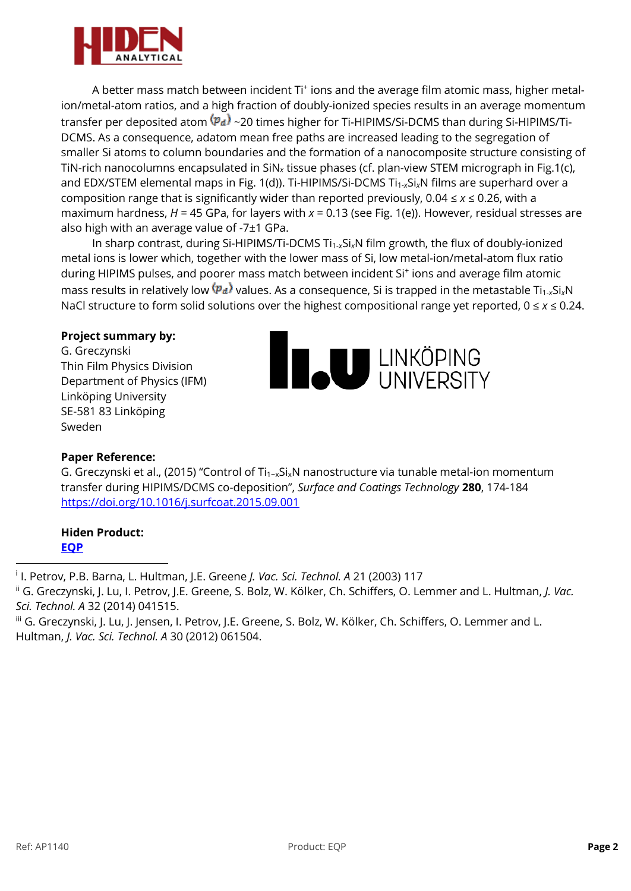A better mass match between incident $Ti^+$ ions and the average film atomic mass, higher metal-ion/metal-atom ratios, and a high fraction of doubly-ionized species results in an average momentum transfer per deposited atom $\langle p_d \rangle$ ~20 times higher for Ti-HIPIMS/Si-DCMS than during Si-HIPIMS/Ti-DCMS. As a consequence, adatom mean free paths are increased leading to the segregation of smaller Si atoms to column boundaries and the formation of a nanocomposite structure consisting of TiN-rich nanocolumns encapsulated in $SiN_x$ tissue phases (cf. plan-view STEM micrograph in Fig.1(c), and EDX/STEM elemental maps in Fig. 1(d)). Ti-HIPIMS/Si-DCMS $Ti_{1-x}Si_xN$ films are superhard over a composition range that is significantly wider than reported previously, $0.04 \le x \le 0.26$, with a maximum hardness, $H$ = 45 GPa, for layers with $x$ = 0.13 (see Fig. 1(e)). However, residual stresses are also high with an average value of -7±1 GPa.

In sharp contrast, during Si-HIPIMS/Ti-DCMS $Ti_{1-x}Si_xN$ film growth, the flux of doubly-ionized metal ions is lower which, together with the lower mass of Si, low metal-ion/metal-atom flux ratio during HIPIMS pulses, and poorer mass match between incident $Si^+$ ions and average film atomic mass results in relatively low $\langle p_d \rangle$ values. As a consequence, Si is trapped in the metastable $Ti_{1-x}Si_xN$ NaCl structure to form solid solutions over the highest compositional range yet reported, $0 \le x \le 0.24$.

**Project summary by:**
G. Greczynski
Thin Film Physics Division
Department of Physics (IFM)
Linköping University
SE-581 83 Linköping
Sweden

LINKÖPING UNIVERSITY

**Paper Reference:**
G. Greczynski et al., (2015) "Control of $Ti_{1-x}Si_xN$ nanostructure via tunable metal-ion momentum transfer during HIPIMS/DCMS co-deposition", *Surface and Coatings Technology* **280**, 174-184
https://doi.org/10.1016/j.surfcoat.2015.09.001

**Hiden Product:**
**EQP**

---

[i] I. Petrov, P.B. Barna, L. Hultman, J.E. Greene *J. Vac. Sci. Technol. A* 21 (2003) 117
[ii] G. Greczynski, J. Lu, I. Petrov, J.E. Greene, S. Bolz, W. Kölker, Ch. Schiffers, O. Lemmer and L. Hultman, *J. Vac. Sci. Technol. A* 32 (2014) 041515.
[iii] G. Greczynski, J. Lu, J. Jensen, I. Petrov, J.E. Greene, S. Bolz, W. Kölker, Ch. Schiffers, O. Lemmer and L. Hultman, *J. Vac. Sci. Technol. A* 30 (2012) 061504.